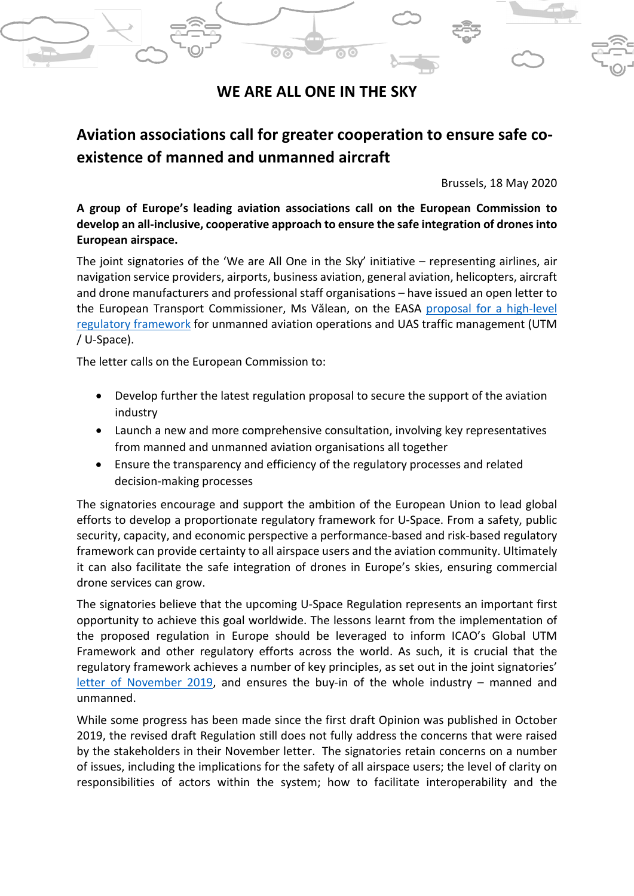# WE ARE ALL ONE IN THE SKY

## Aviation associations call for greater cooperation to ensure safe co-existence of manned and unmanned aircraft

Brussels, 18 May 2020

**A group of Europe's leading aviation associations call on the European Commission to develop an all-inclusive, cooperative approach to ensure the safe integration of drones into European airspace.**

The joint signatories of the 'We are All One in the Sky' initiative – representing airlines, air navigation service providers, airports, business aviation, general aviation, helicopters, aircraft and drone manufacturers and professional staff organisations – have issued an open letter to the European Transport Commissioner, Ms Vălean, on the EASA proposal for a high-level regulatory framework for unmanned aviation operations and UAS traffic management (UTM / U-Space).

The letter calls on the European Commission to:

- Develop further the latest regulation proposal to secure the support of the aviation industry
- Launch a new and more comprehensive consultation, involving key representatives from manned and unmanned aviation organisations all together
- Ensure the transparency and efficiency of the regulatory processes and related decision-making processes

The signatories encourage and support the ambition of the European Union to lead global efforts to develop a proportionate regulatory framework for U-Space. From a safety, public security, capacity, and economic perspective a performance-based and risk-based regulatory framework can provide certainty to all airspace users and the aviation community. Ultimately it can also facilitate the safe integration of drones in Europe's skies, ensuring commercial drone services can grow.

The signatories believe that the upcoming U-Space Regulation represents an important first opportunity to achieve this goal worldwide. The lessons learnt from the implementation of the proposed regulation in Europe should be leveraged to inform ICAO's Global UTM Framework and other regulatory efforts across the world. As such, it is crucial that the regulatory framework achieves a number of key principles, as set out in the joint signatories' letter of November 2019, and ensures the buy-in of the whole industry – manned and unmanned.

While some progress has been made since the first draft Opinion was published in October 2019, the revised draft Regulation still does not fully address the concerns that were raised by the stakeholders in their November letter. The signatories retain concerns on a number of issues, including the implications for the safety of all airspace users; the level of clarity on responsibilities of actors within the system; how to facilitate interoperability and the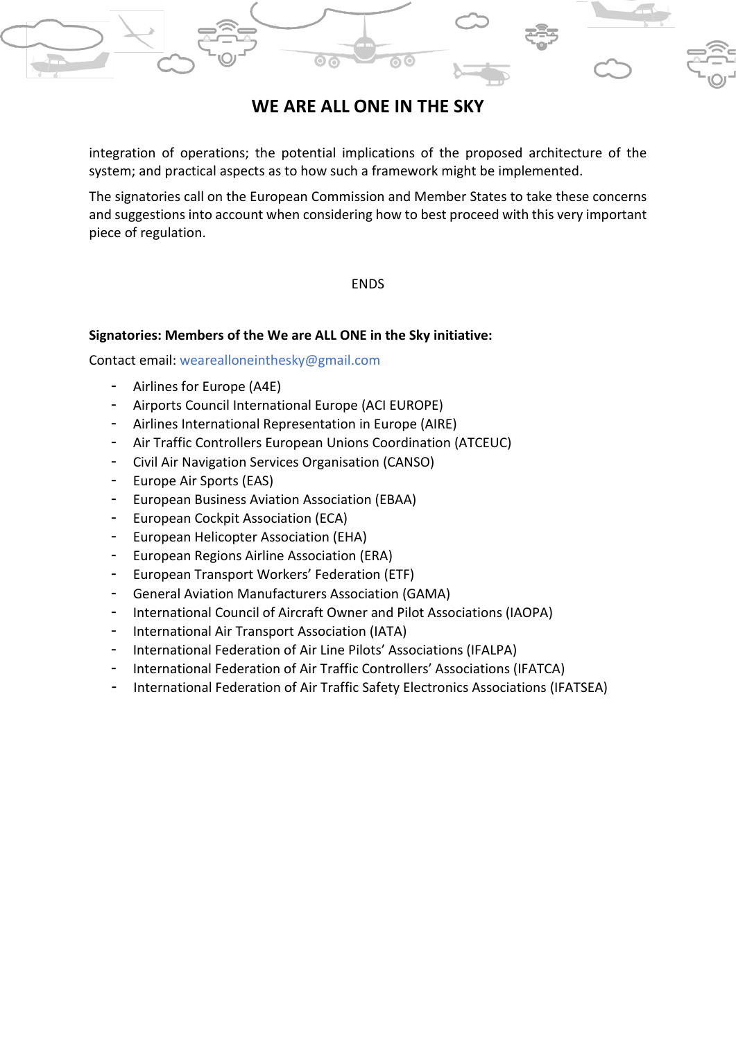integration of operations; the potential implications of the proposed architecture of the system; and practical aspects as to how such a framework might be implemented.

The signatories call on the European Commission and Member States to take these concerns and suggestions into account when considering how to best proceed with this very important piece of regulation.

ENDS

**Signatories: Members of the We are ALL ONE in the Sky initiative:**

Contact email: wearealloneinthesky@gmail.com

- Airlines for Europe (A4E)
- Airports Council International Europe (ACI EUROPE)
- Airlines International Representation in Europe (AIRE)
- Air Traffic Controllers European Unions Coordination (ATCEUC)
- Civil Air Navigation Services Organisation (CANSO)
- Europe Air Sports (EAS)
- European Business Aviation Association (EBAA)
- European Cockpit Association (ECA)
- European Helicopter Association (EHA)
- European Regions Airline Association (ERA)
- European Transport Workers' Federation (ETF)
- General Aviation Manufacturers Association (GAMA)
- International Council of Aircraft Owner and Pilot Associations (IAOPA)
- International Air Transport Association (IATA)
- International Federation of Air Line Pilots' Associations (IFALPA)
- International Federation of Air Traffic Controllers' Associations (IFATCA)
- International Federation of Air Traffic Safety Electronics Associations (IFATSEA)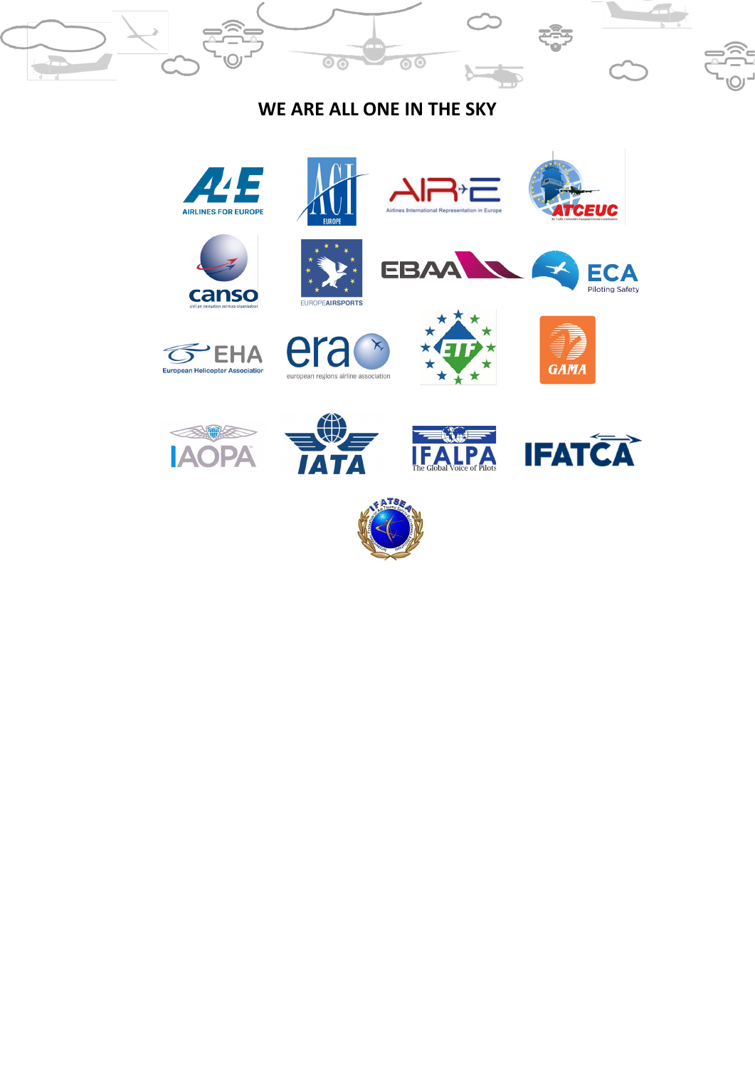WE ARE ALL ONE IN THE SKY